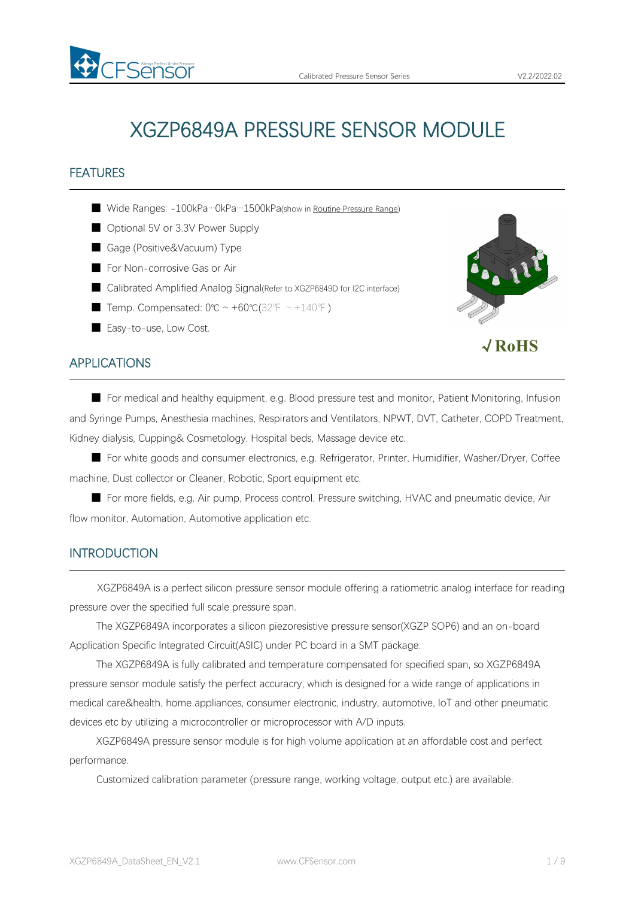# XGZP6849A PRESSURE SENSOR MODULE

## FEATURES

- Wide Ranges: -100kPa···0kPa···1500kPa(show in Routine Pressure Range)
- Optional 5V or 3.3V Power Supply
- Gage (Positive&Vacuum) Type
- For Non-corrosive Gas or Air
- Calibrated Amplified Analog Signal(Refer to XGZP6849D for I2C interface)
- Temp. Compensated: 0℃ ~ +60℃(32℉ ~ +140℉)
- Easy-to-use, Low Cost.

√ RoHS

## APPLICATIONS

- For medical and healthy equipment, e.g. Blood pressure test and monitor, Patient Monitoring, Infusion and Syringe Pumps, Anesthesia machines, Respirators and Ventilators, NPWT, DVT, Catheter, COPD Treatment, Kidney dialysis, Cupping& Cosmetology, Hospital beds, Massage device etc.
- For white goods and consumer electronics, e.g. Refrigerator, Printer, Humidifier, Washer/Dryer, Coffee machine, Dust collector or Cleaner, Robotic, Sport equipment etc.
- For more fields, e.g. Air pump, Process control, Pressure switching, HVAC and pneumatic device, Air flow monitor, Automation, Automotive application etc.

## INTRODUCTION

XGZP6849A is a perfect silicon pressure sensor module offering a ratiometric analog interface for reading pressure over the specified full scale pressure span.

The XGZP6849A incorporates a silicon piezoresistive pressure sensor(XGZP SOP6) and an on-board Application Specific Integrated Circuit(ASIC) under PC board in a SMT package.

The XGZP6849A is fully calibrated and temperature compensated for specified span, so XGZP6849A pressure sensor module satisfy the perfect accuracy, which is designed for a wide range of applications in medical care&health, home appliances, consumer electronic, industry, automotive, IoT and other pneumatic devices etc by utilizing a microcontroller or microprocessor with A/D inputs.

XGZP6849A pressure sensor module is for high volume application at an affordable cost and perfect performance.

Customized calibration parameter (pressure range, working voltage, output etc.) are available.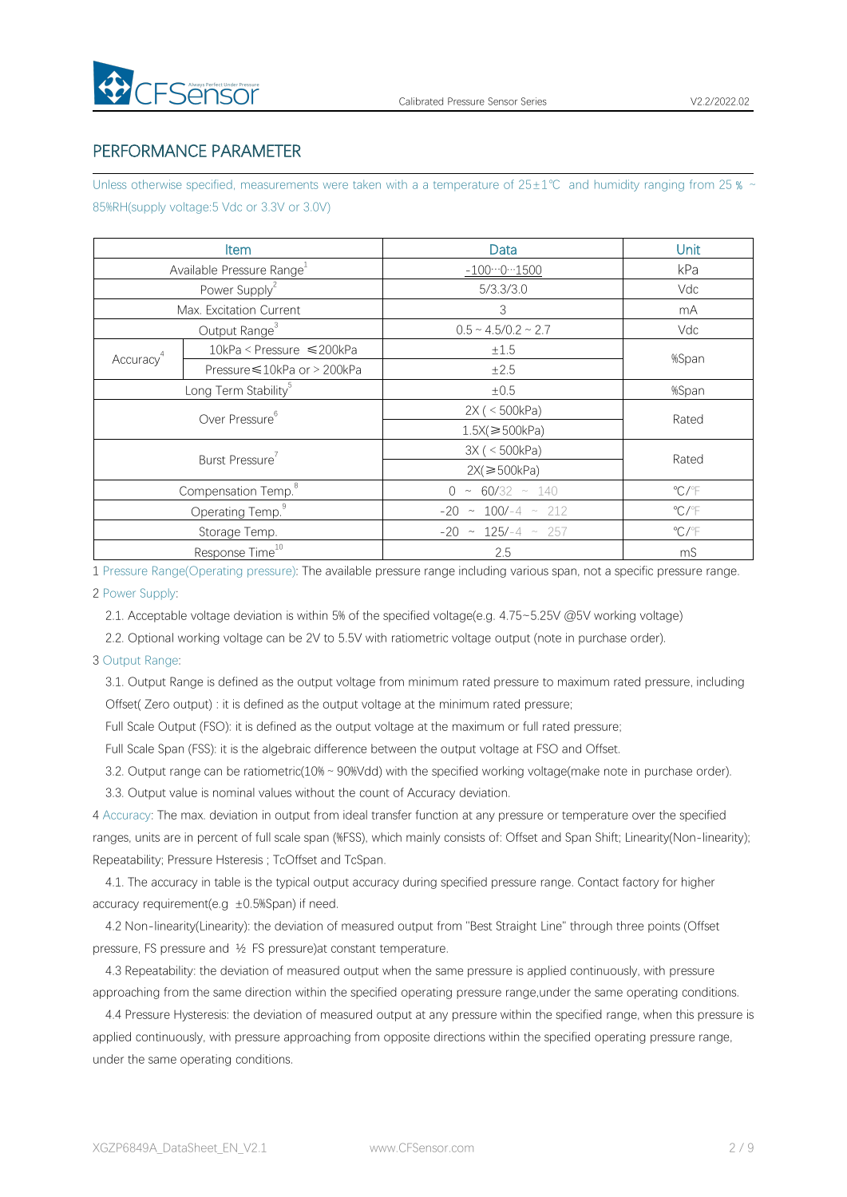## PERFORMANCE PARAMETER

Unless otherwise specified, measurements were taken with a a temperature of 25±1℃ and humidity ranging from 25 % ~ 85%RH(supply voltage:5 Vdc or 3.3V or 3.0V)

| Item | | Data | Unit |
|---|---|---|---|
| Available Pressure Range[1] | | -100···0···1500 | kPa |
| Power Supply[2] | | 5/3.3/3.0 | Vdc |
| Max. Excitation Current | | 3 | mA |
| Output Range[3] | | 0.5 ~ 4.5/0.2 ~ 2.7 | Vdc |
| Accuracy[4] | 10kPa < Pressure ≤200kPa | ±1.5 | %Span |
| | Pressure≤10kPa or > 200kPa | ±2.5 | |
| Long Term Stability[5] | | ±0.5 | %Span |
| Over Pressure[6] | | 2X ( < 500kPa) | Rated |
| | | 1.5X(≥500kPa) | |
| Burst Pressure[7] | | 3X ( < 500kPa) | Rated |
| | | 2X(≥500kPa) | |
| Compensation Temp.[8] | | 0 ~ 60/32 ~ 140 | ℃/℉ |
| Operating Temp.[9] | | -20 ~ 100/-4 ~ 212 | ℃/℉ |
| Storage Temp. | | -20 ~ 125/-4 ~ 257 | ℃/℉ |
| Response Time[10] | | 2.5 | mS |

1 Pressure Range(Operating pressure): The available pressure range including various span, not a specific pressure range.

2 Power Supply:

2.1. Acceptable voltage deviation is within 5% of the specified voltage(e.g. 4.75~5.25V @5V working voltage)

2.2. Optional working voltage can be 2V to 5.5V with ratiometric voltage output (note in purchase order).

3 Output Range:

3.1. Output Range is defined as the output voltage from minimum rated pressure to maximum rated pressure, including Offset( Zero output) : it is defined as the output voltage at the minimum rated pressure;

Full Scale Output (FSO): it is defined as the output voltage at the maximum or full rated pressure;

Full Scale Span (FSS): it is the algebraic difference between the output voltage at FSO and Offset.

3.2. Output range can be ratiometric(10% ~ 90%Vdd) with the specified working voltage(make note in purchase order).

3.3. Output value is nominal values without the count of Accuracy deviation.

4 Accuracy: The max. deviation in output from ideal transfer function at any pressure or temperature over the specified ranges, units are in percent of full scale span (%FSS), which mainly consists of: Offset and Span Shift; Linearity(Non-linearity); Repeatability; Pressure Hsteresis ; TcOffset and TcSpan.

4.1. The accuracy in table is the typical output accuracy during specified pressure range. Contact factory for higher accuracy requirement(e.g ±0.5%Span) if need.

4.2 Non-linearity(Linearity): the deviation of measured output from "Best Straight Line" through three points (Offset pressure, FS pressure and ½ FS pressure)at constant temperature.

4.3 Repeatability: the deviation of measured output when the same pressure is applied continuously, with pressure approaching from the same direction within the specified operating pressure range,under the same operating conditions.

4.4 Pressure Hysteresis: the deviation of measured output at any pressure within the specified range, when this pressure is applied continuously, with pressure approaching from opposite directions within the specified operating pressure range, under the same operating conditions.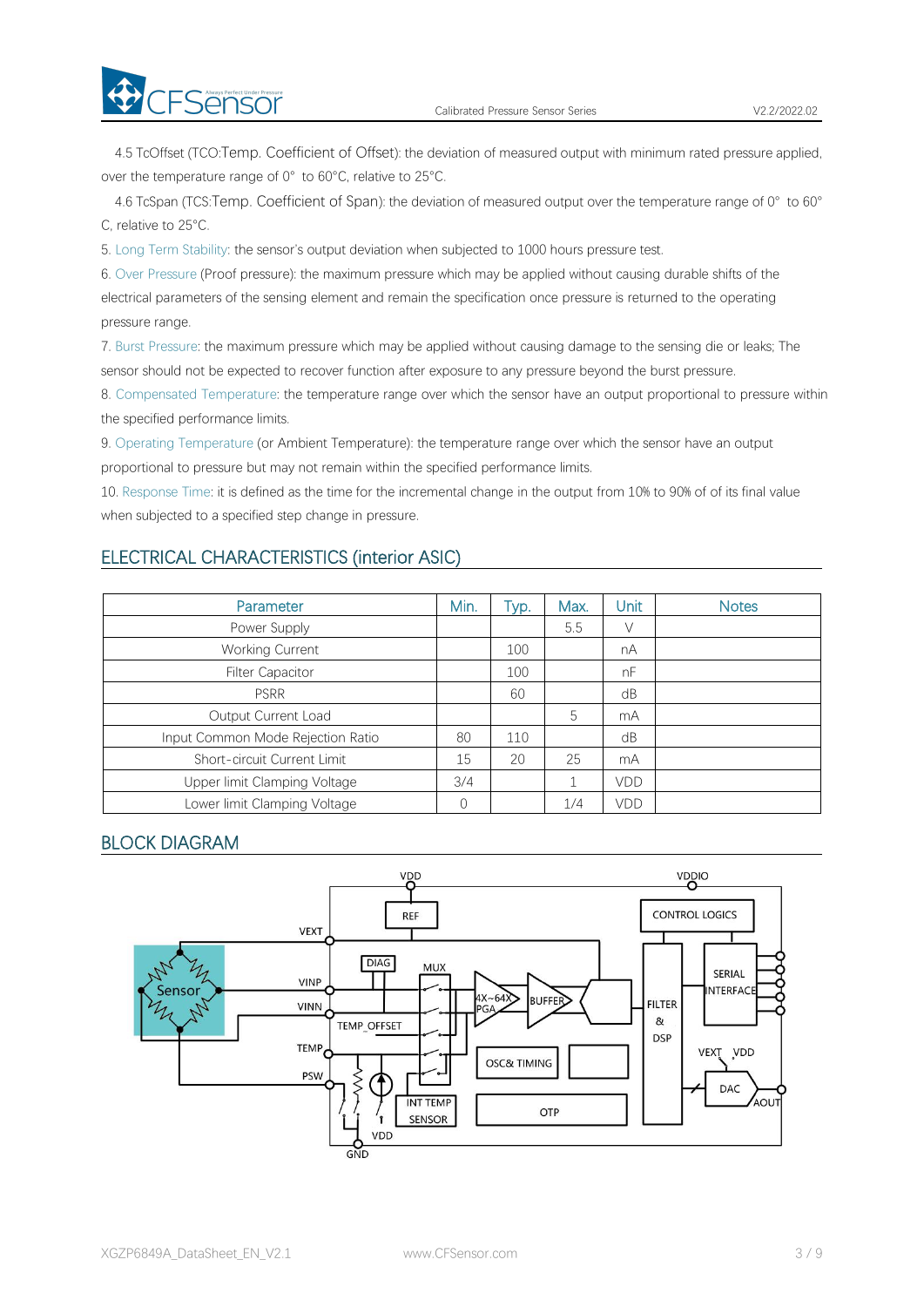4.5 TcOffset (TCO:Temp. Coefficient of Offset): the deviation of measured output with minimum rated pressure applied, over the temperature range of 0° to 60°C, relative to 25°C.

4.6 TcSpan (TCS:Temp. Coefficient of Span): the deviation of measured output over the temperature range of 0° to 60° C, relative to 25°C.

5. Long Term Stability: the sensor's output deviation when subjected to 1000 hours pressure test.

6. Over Pressure (Proof pressure): the maximum pressure which may be applied without causing durable shifts of the electrical parameters of the sensing element and remain the specification once pressure is returned to the operating pressure range.

7. Burst Pressure: the maximum pressure which may be applied without causing damage to the sensing die or leaks; The sensor should not be expected to recover function after exposure to any pressure beyond the burst pressure.

8. Compensated Temperature: the temperature range over which the sensor have an output proportional to pressure within the specified performance limits.

9. Operating Temperature (or Ambient Temperature): the temperature range over which the sensor have an output proportional to pressure but may not remain within the specified performance limits.

10. Response Time: it is defined as the time for the incremental change in the output from 10% to 90% of of its final value when subjected to a specified step change in pressure.

## ELECTRICAL CHARACTERISTICS (interior ASIC)

| Parameter | Min. | Typ. | Max. | Unit | Notes |
|---|---|---|---|---|---|
| Power Supply | | | 5.5 | V | |
| Working Current | | 100 | | nA | |
| Filter Capacitor | | 100 | | nF | |
| PSRR | | 60 | | dB | |
| Output Current Load | | | 5 | mA | |
| Input Common Mode Rejection Ratio | 80 | 110 | | dB | |
| Short-circuit Current Limit | 15 | 20 | 25 | mA | |
| Upper limit Clamping Voltage | 3/4 | | 1 | VDD | |
| Lower limit Clamping Voltage | 0 | | 1/4 | VDD | |

## BLOCK DIAGRAM

VDD, VDDIO, REF, CONTROL LOGICS, VEXT, DIAG, MUX, VINP, VINN, Sensor, 4X~64X PGA, BUFFER, FILTER & DSP, SERIAL INTERFACE, TEMP_OFFSET, TEMP, PSW, OSC& TIMING, VEXT, VDD, DAC, AOUT, INT TEMP SENSOR, OTP, VDD, GND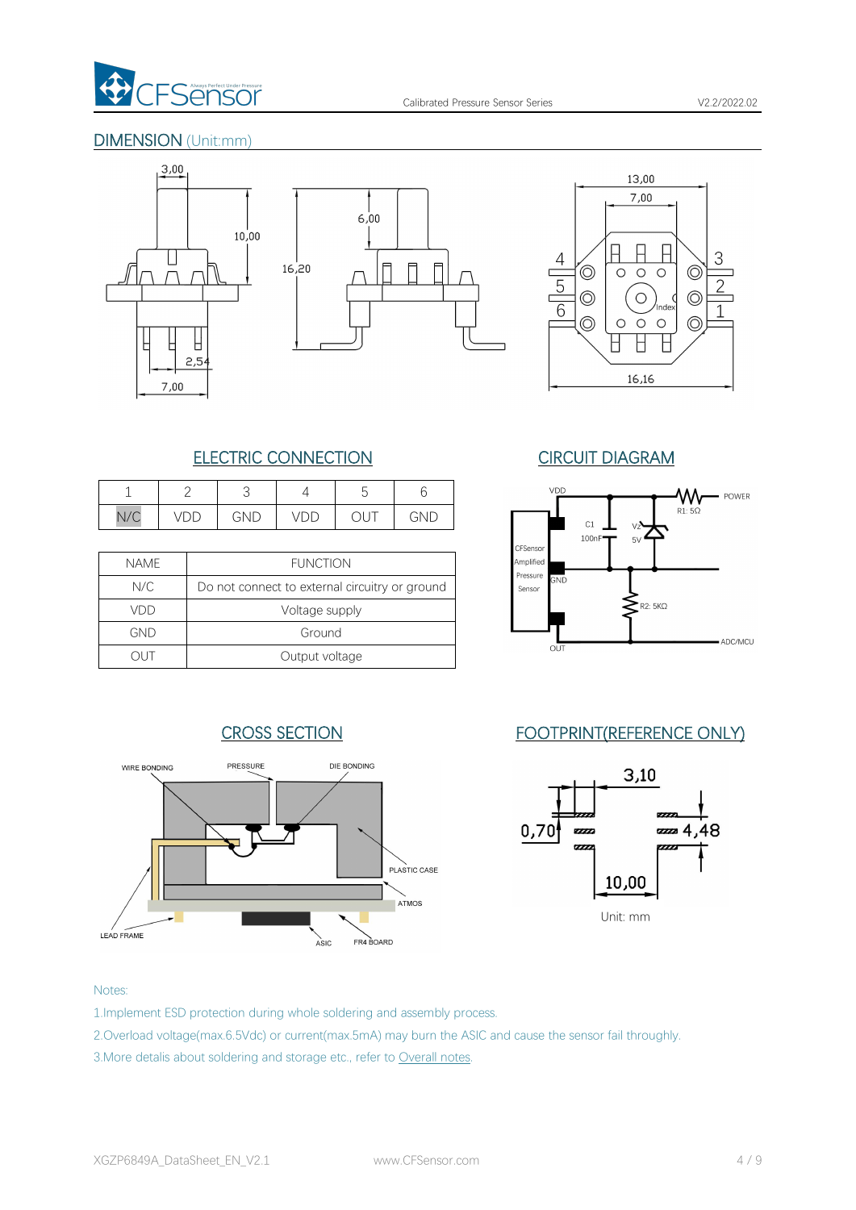## DIMENSION (Unit:mm)

## ELECTRIC CONNECTION

| 1 | 2 | 3 | 4 | 5 | 6 |
|---|---|---|---|---|---|
| N/C | VDD | GND | VDD | OUT | GND |

| NAME | FUNCTION |
|---|---|
| N/C | Do not connect to external circuitry or ground |
| VDD | Voltage supply |
| GND | Ground |
| OUT | Output voltage |

## CIRCUIT DIAGRAM

## CROSS SECTION

## FOOTPRINT(REFERENCE ONLY)

Unit: mm

Notes:

1.Implement ESD protection during whole soldering and assembly process.

2.Overload voltage(max.6.5Vdc) or current(max.5mA) may burn the ASIC and cause the sensor fail throughly.

3.More details about soldering and storage etc., refer to Overall notes.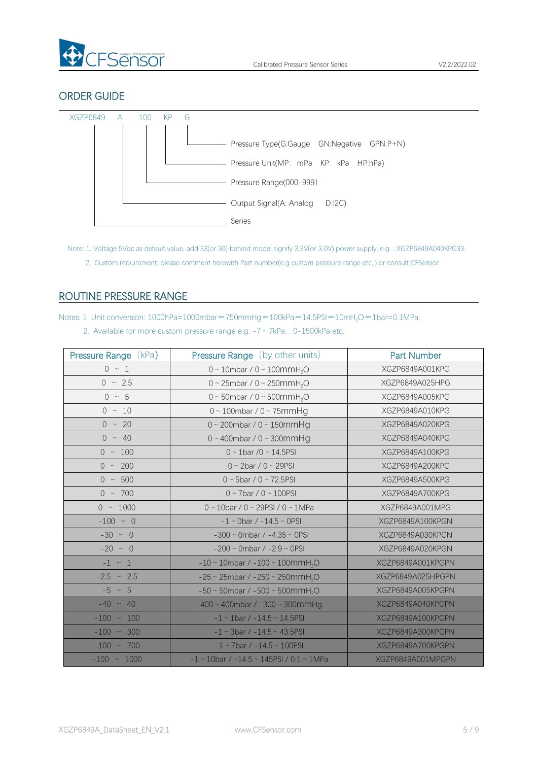## ORDER GUIDE

XGZP6849 A 100 KP G

- G — Pressure Type(G:Gauge GN:Negative GPN:P+N)
- KP — Pressure Unit(MP: mPa KP: kPa HP:hPa)
- 100 — Pressure Range(000-999)
- A — Output Signal(A: Analog D:I2C)
- XGZP6849 — Series

Note: 1. Voltage 5Vdc as default value, add 33(or 30) behind model signify 3.3V(or 3.0V) power supply, e.g. : XGZP6849A040KPG33.

2. Custom requirement, please comment herewith Part number(e.g custom pressure range etc,.) or consult CFSensor

## ROUTINE PRESSURE RANGE

Notes: 1. Unit conversion: 1000hPa=1000mbar≈750mmHg≈100kPa≈14.5PSI≈10m$H_2O$≈1bar=0.1MPa;

2. Available for more custom pressure range e.g. -7 ~ 7kPa, , 0-1500kPa etc,.

| Pressure Range (kPa) | Pressure Range (by other units) | Part Number |
|---|---|---|
| 0 ~ 1 | 0 ~ 10mbar / 0 ~ 100mm$H_2O$ | XGZP6849A001KPG |
| 0 ~ 2.5 | 0 ~ 25mbar / 0 ~ 250mm$H_2O$ | XGZP6849A025HPG |
| 0 ~ 5 | 0 ~ 50mbar / 0 ~ 500mm$H_2O$ | XGZP6849A005KPG |
| 0 ~ 10 | 0 ~ 100mbar / 0 ~ 75mmHg | XGZP6849A010KPG |
| 0 ~ 20 | 0 ~ 200mbar / 0 ~ 150mmHg | XGZP6849A020KPG |
| 0 ~ 40 | 0 ~ 400mbar / 0 ~ 300mmHg | XGZP6849A040KPG |
| 0 ~ 100 | 0 ~ 1bar /0 ~ 14.5PSI | XGZP6849A100KPG |
| 0 ~ 200 | 0 ~ 2bar / 0 ~ 29PSI | XGZP6849A200KPG |
| 0 ~ 500 | 0 ~ 5bar / 0 ~ 72.5PSI | XGZP6849A500KPG |
| 0 ~ 700 | 0 ~ 7bar / 0 ~ 100PSI | XGZP6849A700KPG |
| 0 ~ 1000 | 0 ~ 10bar / 0 ~ 29PSI / 0 ~ 1MPa | XGZP6849A001MPG |
| -100 ~ 0 | -1 ~ 0bar / -14.5 ~ 0PSI | XGZP6849A100KPGN |
| -30 ~ 0 | -300 ~ 0mbar / -4.35 ~ 0PSI | XGZP6849A030KPGN |
| -20 ~ 0 | -200 ~ 0mbar / -2.9 ~ 0PSI | XGZP6849A020KPGN |
| -1 ~ 1 | -10 ~ 10mbar / -100 ~ 100mm$H_2O$ | XGZP6849A001KPGPN |
| -2.5 ~ 2.5 | -25 ~ 25mbar / -250 ~ 250mm$H_2O$ | XGZP6849A025HPGPN |
| -5 ~ 5 | -50 ~ 50mbar / -500 ~ 500mm$H_2O$ | XGZP6849A005KPGPN |
| -40 ~ 40 | -400 ~ 400mbar / -300 ~ 300mmHg | XGZP6849A040KPGPN |
| -100 ~ 100 | -1 ~ 1bar / -14.5 ~ 14.5PSI | XGZP6849A100KPGPN |
| -100 ~ 300 | -1 ~ 3bar / -14.5 ~ 43.5PSI | XGZP6849A300KPGPN |
| -100 ~ 700 | -1 ~ 7bar / -14.5 ~ 100PSI | XGZP6849A700KPGPN |
| -100 ~ 1000 | -1 ~ 10bar / -14.5 ~ 145PSI / 0.1 ~ 1MPa | XGZP6849A001MPGPN |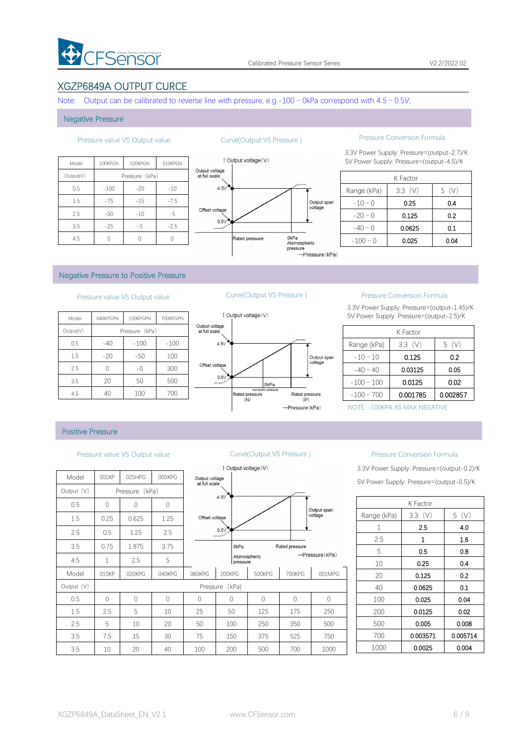## XGZP6849A OUTPUT CURCE

Note: Output can be calibrated to reverse line with pressure, e.g.-100 ~ 0kPa correspond with 4.5 ~ 0.5V;

### Negative Pressure

Pressure value VS Output value

| Model | 100KPGN | 020KPGN | 010KPGN |
|---|---|---|---|
| Output(V) | Pressure（kPa） | | |
| 0.5 | -100 | -20 | -10 |
| 1.5 | -75 | -15 | -7.5 |
| 2.5 | -50 | -10 | -5 |
| 3.5 | -25 | -5 | -2.5 |
| 4.5 | 0 | 0 | 0 |

Curve(Output VS Pressure )

Output voltage(V); Output voltage at full scale; 4.5V; Offset voltage; 0.5V; Output span voltage; Rated pressure; 0kPa Atomospheric pressure; →Pressure(kPa)

Pressure Conversion Formula

3.3V Power Supply: Pressure=(output-2.7)/K
5V Power Supply: Pressure=(output-4.5)/K

| K Factor | | |
|---|---|---|
| Range (kPa) | 3.3 (V) | 5 (V) |
| -10 ~ 0 | 0.25 | 0.4 |
| -20 ~ 0 | 0.125 | 0.2 |
| -40 ~ 0 | 0.0625 | 0.1 |
| -100 ~ 0 | 0.025 | 0.04 |

### Negative Pressure to Positive Pressure

Pressure value VS Output value

| Model | 040KPGPN | 100KPGPN | 700KPGPN |
|---|---|---|---|
| Output(V) | Pressure（kPa） | | |
| 0.5 | -40 | -100 | -100 |
| 1.5 | -20 | -50 | 100 |
| 2.5 | 0 | -0 | 300 |
| 3.5 | 20 | 50 | 500 |
| 4.5 | 40 | 100 | 700 |

Curve(Output VS Pressure )

Output voltage(V); Output voltage at full scale; 4.5V; Offset voltage; 0.5V; Output span voltage; 0kPa Atomospheric pressure; Rated pressure (N); Rated pressure (P); →Pressure(kPa)

Pressure Conversion Formula

3.3V Power Supply: Pressure=(output-1.45)/K
5V Power Supply: Pressure=(output-2.5)/K

| K Factor | | |
|---|---|---|
| Range (kPa) | 3.3 (V) | 5 (V) |
| -10 ~ 10 | 0.125 | 0.2 |
| -40 ~ 40 | 0.03125 | 0.05 |
| -100 ~ 100 | 0.0125 | 0.02 |
| -100 ~ 700 | 0.001785 | 0.002857 |

NOTE: -100KPA AS MAX NEGATIVE

### Positive Pressure

Pressure value VS Output value

| Model | 001KP | 025HPG | 005KPG |
|---|---|---|---|
| Output (V) | Pressure（kPa） | | |
| 0.5 | 0 | 0 | 0 |
| 1.5 | 0.25 | 0.625 | 1.25 |
| 2.5 | 0.5 | 1.25 | 2.5 |
| 3.5 | 0.75 | 1.875 | 3.75 |
| 4.5 | 1 | 2.5 | 5 |

| Model | 010KP | 020KPG | 040KPG | 060KPG | 200KPG | 500KPG | 700KPG | 001MPG |
|---|---|---|---|---|---|---|---|---|
| Output (V) | Pressure（kPa） | | | | | | | |
| 0.5 | 0 | 0 | 0 | 0 | 0 | 0 | 0 | 0 |
| 1.5 | 2.5 | 5 | 10 | 25 | 50 | 125 | 175 | 250 |
| 2.5 | 5 | 10 | 20 | 50 | 100 | 250 | 350 | 500 |
| 3.5 | 7.5 | 15 | 30 | 75 | 150 | 375 | 525 | 750 |
| 3.5 | 10 | 20 | 40 | 100 | 200 | 500 | 700 | 1000 |

Curve(Output VS Pressure )

Output voltage(V); Output voltage at full scale; 4.5V; Offset voltage; 0.5V; Output span voltage; 0kPa Atomospheric pressure; Rated pressure; →Pressure(kPa)

Pressure Conversion Formula

3.3V Power Supply: Pressure=(output-0.2)/K

5V Power Supply: Pressure=(output-0.5)/K

| K Factor | | |
|---|---|---|
| Range (kPa) | 3.3 (V) | 5 (V) |
| 1 | 2.5 | 4.0 |
| 2.5 | 1 | 1.6 |
| 5 | 0.5 | 0.8 |
| 10 | 0.25 | 0.4 |
| 20 | 0.125 | 0.2 |
| 40 | 0.0625 | 0.1 |
| 100 | 0.025 | 0.04 |
| 200 | 0.0125 | 0.02 |
| 500 | 0.005 | 0.008 |
| 700 | 0.003571 | 0.005714 |
| 1000 | 0.0025 | 0.004 |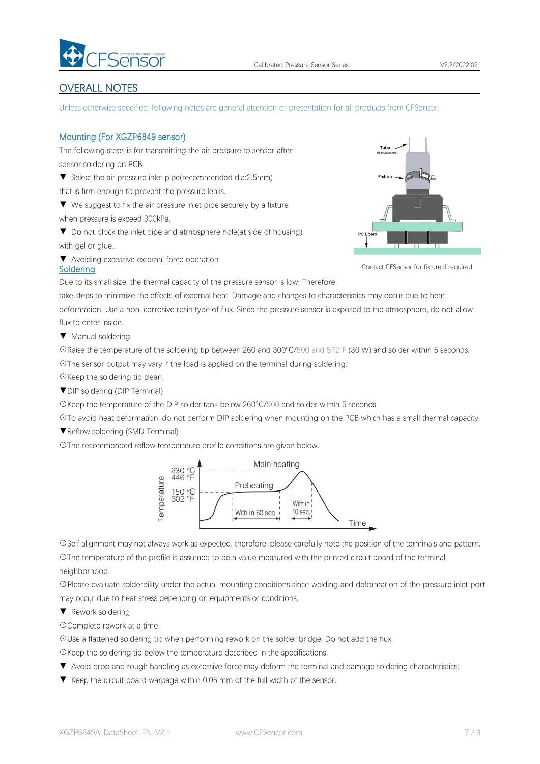## OVERALL NOTES

Unless otherwise specified, following notes are general attention or presentation for all products from CFSensor.

### Mounting (For XGZP6849 sensor)

The following steps is for transmitting the air pressure to sensor after sensor soldering on PCB.

▼ Select the air pressure inlet pipe(recommended dia:2.5mm) that is firm enough to prevent the pressure leaks.

▼ We suggest to fix the air pressure inlet pipe securely by a fixture when pressure is exceed 300kPa.

▼ Do not block the inlet pipe and atmosphere hole(at side of housing) with gel or glue..

▼ Avoiding excessive external force operation

Contact CFSensor for fixture if required

### Soldering

Due to its small size, the thermal capacity of the pressure sensor is low. Therefore, take steps to minimize the effects of external heat. Damage and changes to characteristics may occur due to heat deformation. Use a non-corrosive resin type of flux. Since the pressure sensor is exposed to the atmosphere, do not allow flux to enter inside.

▼ Manual soldering

⊙Raise the temperature of the soldering tip between 260 and 300°C/500 and 572°F (30 W) and solder within 5 seconds.

⊙The sensor output may vary if the load is applied on the terminal during soldering.

⊙Keep the soldering tip clean.

▼DIP soldering (DIP Terminal)

⊙Keep the temperature of the DIP solder tank below 260°C/500 and solder within 5 seconds.

⊙To avoid heat deformation, do not perform DIP soldering when mounting on the PCB which has a small thermal capacity.

▼Reflow soldering (SMD Terminal)

⊙The recommended reflow temperature profile conditions are given below.

⊙Self alignment may not always work as expected, therefore, please carefully note the position of the terminals and pattern.

⊙The temperature of the profile is assumed to be a value measured with the printed circuit board of the terminal neighborhood.

⊙Please evaluate solderbility under the actual mounting conditions since welding and deformation of the pressure inlet port may occur due to heat stress depending on equipments or conditions.

▼ Rework soldering

⊙Complete rework at a time.

⊙Use a flattened soldering tip when performing rework on the solder bridge. Do not add the flux.

⊙Keep the soldering tip below the temperature described in the specifications.

▼ Avoid drop and rough handling as excessive force may deform the terminal and damage soldering characteristics.

▼ Keep the circuit board warpage within 0.05 mm of the full width of the sensor.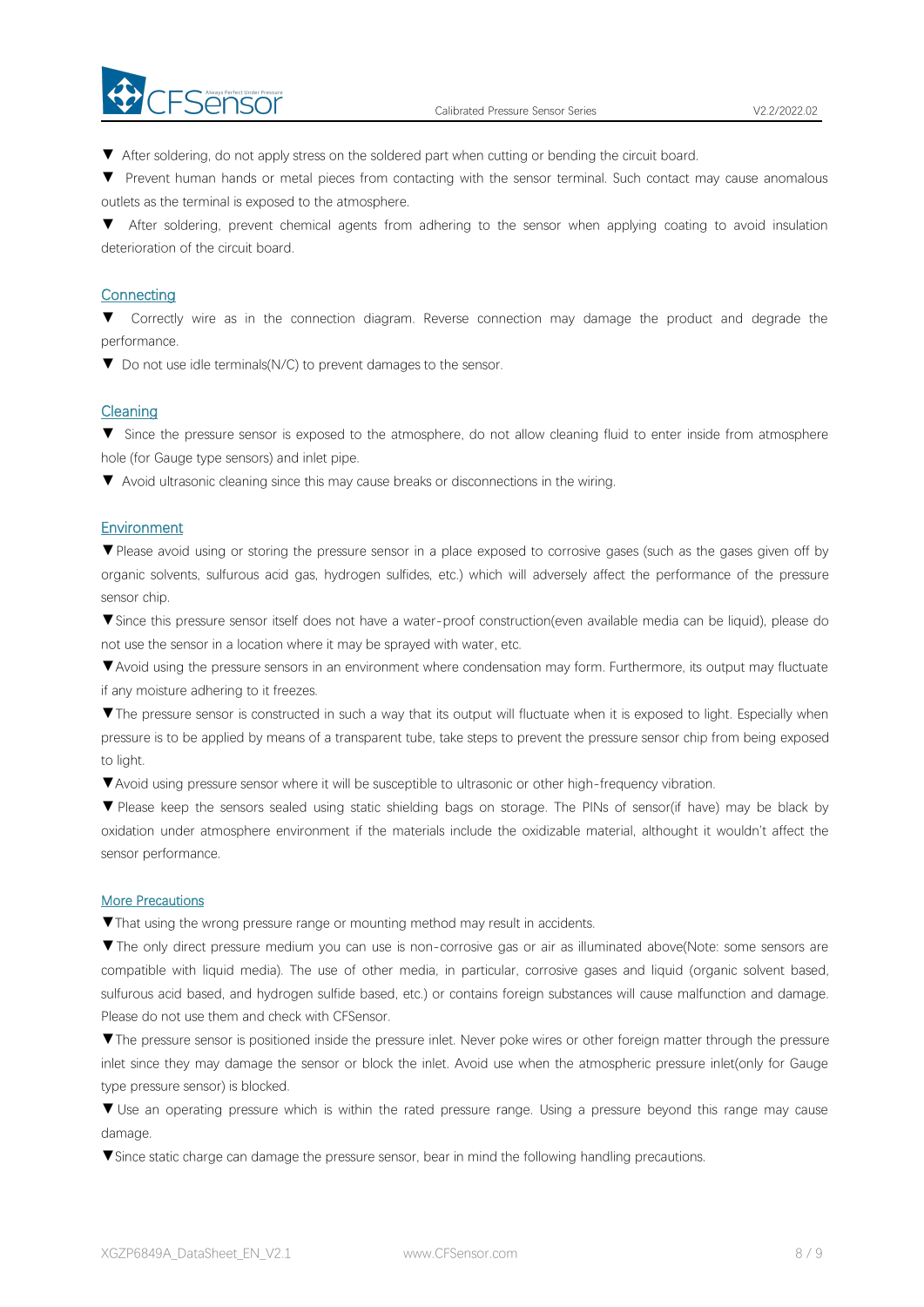▼ After soldering, do not apply stress on the soldered part when cutting or bending the circuit board.

▼ Prevent human hands or metal pieces from contacting with the sensor terminal. Such contact may cause anomalous outlets as the terminal is exposed to the atmosphere.

▼ After soldering, prevent chemical agents from adhering to the sensor when applying coating to avoid insulation deterioration of the circuit board.

## Connecting

▼ Correctly wire as in the connection diagram. Reverse connection may damage the product and degrade the performance.

▼ Do not use idle terminals(N/C) to prevent damages to the sensor.

## Cleaning

▼ Since the pressure sensor is exposed to the atmosphere, do not allow cleaning fluid to enter inside from atmosphere hole (for Gauge type sensors) and inlet pipe.

▼ Avoid ultrasonic cleaning since this may cause breaks or disconnections in the wiring.

## Environment

▼Please avoid using or storing the pressure sensor in a place exposed to corrosive gases (such as the gases given off by organic solvents, sulfurous acid gas, hydrogen sulfides, etc.) which will adversely affect the performance of the pressure sensor chip.

▼Since this pressure sensor itself does not have a water-proof construction(even available media can be liquid), please do not use the sensor in a location where it may be sprayed with water, etc.

▼Avoid using the pressure sensors in an environment where condensation may form. Furthermore, its output may fluctuate if any moisture adhering to it freezes.

▼The pressure sensor is constructed in such a way that its output will fluctuate when it is exposed to light. Especially when pressure is to be applied by means of a transparent tube, take steps to prevent the pressure sensor chip from being exposed to light.

▼Avoid using pressure sensor where it will be susceptible to ultrasonic or other high-frequency vibration.

▼ Please keep the sensors sealed using static shielding bags on storage. The PINs of sensor(if have) may be black by oxidation under atmosphere environment if the materials include the oxidizable material, althought it wouldn't affect the sensor performance.

## More Precautions

▼That using the wrong pressure range or mounting method may result in accidents.

▼The only direct pressure medium you can use is non-corrosive gas or air as illuminated above(Note: some sensors are compatible with liquid media). The use of other media, in particular, corrosive gases and liquid (organic solvent based, sulfurous acid based, and hydrogen sulfide based, etc.) or contains foreign substances will cause malfunction and damage. Please do not use them and check with CFSensor.

▼The pressure sensor is positioned inside the pressure inlet. Never poke wires or other foreign matter through the pressure inlet since they may damage the sensor or block the inlet. Avoid use when the atmospheric pressure inlet(only for Gauge type pressure sensor) is blocked.

▼ Use an operating pressure which is within the rated pressure range. Using a pressure beyond this range may cause damage.

▼Since static charge can damage the pressure sensor, bear in mind the following handling precautions.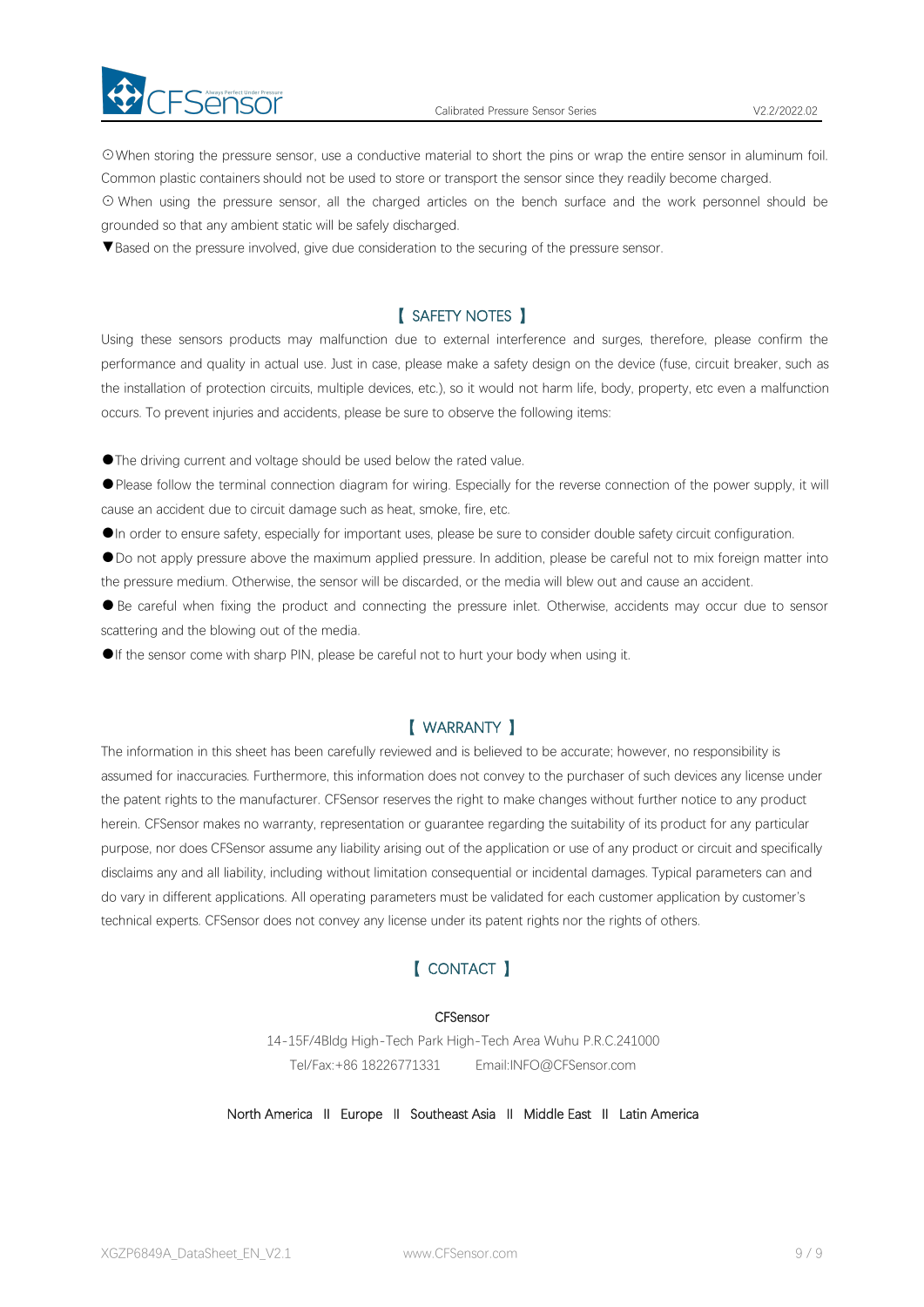⊙When storing the pressure sensor, use a conductive material to short the pins or wrap the entire sensor in aluminum foil. Common plastic containers should not be used to store or transport the sensor since they readily become charged.

⊙ When using the pressure sensor, all the charged articles on the bench surface and the work personnel should be grounded so that any ambient static will be safely discharged.

▼Based on the pressure involved, give due consideration to the securing of the pressure sensor.

## 【 SAFETY NOTES 】

Using these sensors products may malfunction due to external interference and surges, therefore, please confirm the performance and quality in actual use. Just in case, please make a safety design on the device (fuse, circuit breaker, such as the installation of protection circuits, multiple devices, etc.), so it would not harm life, body, property, etc even a malfunction occurs. To prevent injuries and accidents, please be sure to observe the following items:

- The driving current and voltage should be used below the rated value.
- Please follow the terminal connection diagram for wiring. Especially for the reverse connection of the power supply, it will cause an accident due to circuit damage such as heat, smoke, fire, etc.
- In order to ensure safety, especially for important uses, please be sure to consider double safety circuit configuration.
- Do not apply pressure above the maximum applied pressure. In addition, please be careful not to mix foreign matter into the pressure medium. Otherwise, the sensor will be discarded, or the media will blew out and cause an accident.
- Be careful when fixing the product and connecting the pressure inlet. Otherwise, accidents may occur due to sensor scattering and the blowing out of the media.
- If the sensor come with sharp PIN, please be careful not to hurt your body when using it.

## 【 WARRANTY 】

The information in this sheet has been carefully reviewed and is believed to be accurate; however, no responsibility is assumed for inaccuracies. Furthermore, this information does not convey to the purchaser of such devices any license under the patent rights to the manufacturer. CFSensor reserves the right to make changes without further notice to any product herein. CFSensor makes no warranty, representation or guarantee regarding the suitability of its product for any particular purpose, nor does CFSensor assume any liability arising out of the application or use of any product or circuit and specifically disclaims any and all liability, including without limitation consequential or incidental damages. Typical parameters can and do vary in different applications. All operating parameters must be validated for each customer application by customer's technical experts. CFSensor does not convey any license under its patent rights nor the rights of others.

## 【 CONTACT 】

CFSensor

14-15F/4Bldg High-Tech Park High-Tech Area Wuhu P.R.C.241000

Tel/Fax:+86 18226771331 Email:INFO@CFSensor.com

North America II Europe II Southeast Asia II Middle East II Latin America